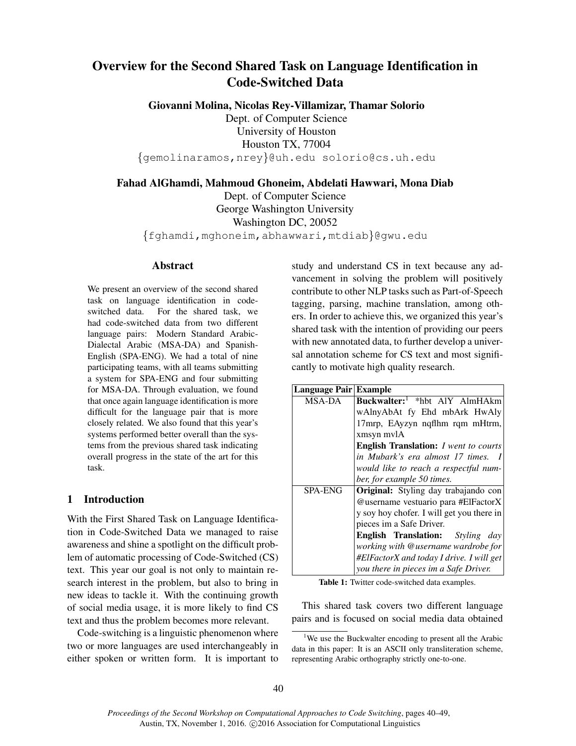# Overview for the Second Shared Task on Language Identification in Code-Switched Data

**Giovanni Molina, Nicolas Rey-Villamizar, Thamar Solorio**
Dept. of Computer Science
University of Houston
Houston TX, 77004
{gemolinaramos,nrey}@uh.edu solorio@cs.uh.edu

**Fahad AlGhamdi, Mahmoud Ghoneim, Abdelati Hawwari, Mona Diab**
Dept. of Computer Science
George Washington University
Washington DC, 20052
{fghamdi,mghoneim,abhawwari,mtdiab}@gwu.edu

## Abstract

We present an overview of the second shared task on language identification in code-switched data. For the shared task, we had code-switched data from two different language pairs: Modern Standard Arabic-Dialectal Arabic (MSA-DA) and Spanish-English (SPA-ENG). We had a total of nine participating teams, with all teams submitting a system for SPA-ENG and four submitting for MSA-DA. Through evaluation, we found that once again language identification is more difficult for the language pair that is more closely related. We also found that this year's systems performed better overall than the systems from the previous shared task indicating overall progress in the state of the art for this task.

## 1 Introduction

With the First Shared Task on Language Identification in Code-Switched Data we managed to raise awareness and shine a spotlight on the difficult problem of automatic processing of Code-Switched (CS) text. This year our goal is not only to maintain research interest in the problem, but also to bring in new ideas to tackle it. With the continuing growth of social media usage, it is more likely to find CS text and thus the problem becomes more relevant.

Code-switching is a linguistic phenomenon where two or more languages are used interchangeably in either spoken or written form. It is important to study and understand CS in text because any advancement in solving the problem will positively contribute to other NLP tasks such as Part-of-Speech tagging, parsing, machine translation, among others. In order to achieve this, we organized this year's shared task with the intention of providing our peers with new annotated data, to further develop a universal annotation scheme for CS text and most significantly to motivate high quality research.

| Language Pair | Example |
|---|---|
| MSA-DA | **Buckwalter:**[1] *hbt AlY AlmHAkm wAlnyAbAt fy Ehd mbArk HwAly 17mrp, EAyzyn nqflhm rqm mHtrm, xmsyn mvlA **English Translation:** *I went to courts in Mubark's era almost 17 times. I would like to reach a respectful number, for example 50 times.* |
| SPA-ENG | **Original:** Styling day trabajando con @username vestuario para #ElFactorX y soy hoy chofer. I will get you there in pieces im a Safe Driver. **English Translation:** *Styling day working with @username wardrobe for #ElFactorX and today I drive. I will get you there in pieces im a Safe Driver.* |

**Table 1:** Twitter code-switched data examples.

This shared task covers two different language pairs and is focused on social media data obtained

[1] We use the Buckwalter encoding to present all the Arabic data in this paper: It is an ASCII only transliteration scheme, representing Arabic orthography strictly one-to-one.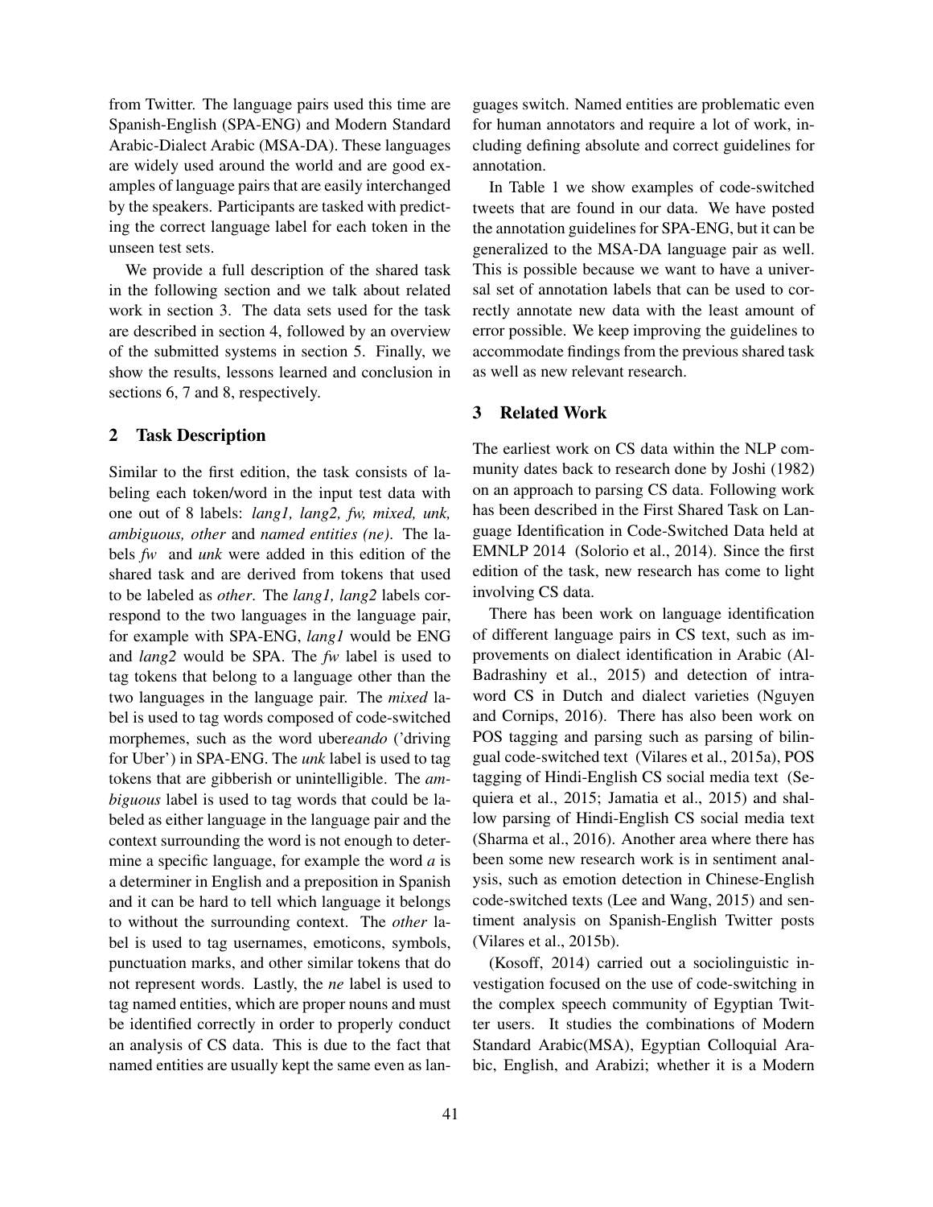from Twitter. The language pairs used this time are Spanish-English (SPA-ENG) and Modern Standard Arabic-Dialect Arabic (MSA-DA). These languages are widely used around the world and are good examples of language pairs that are easily interchanged by the speakers. Participants are tasked with predicting the correct language label for each token in the unseen test sets.

We provide a full description of the shared task in the following section and we talk about related work in section 3. The data sets used for the task are described in section 4, followed by an overview of the submitted systems in section 5. Finally, we show the results, lessons learned and conclusion in sections 6, 7 and 8, respectively.

## 2 Task Description

Similar to the first edition, the task consists of labeling each token/word in the input test data with one out of 8 labels: *lang1, lang2, fw, mixed, unk, ambiguous, other* and *named entities (ne)*. The labels *fw* and *unk* were added in this edition of the shared task and are derived from tokens that used to be labeled as *other*. The *lang1, lang2* labels correspond to the two languages in the language pair, for example with SPA-ENG, *lang1* would be ENG and *lang2* would be SPA. The *fw* label is used to tag tokens that belong to a language other than the two languages in the language pair. The *mixed* label is used to tag words composed of code-switched morphemes, such as the word uber*eando* ('driving for Uber') in SPA-ENG. The *unk* label is used to tag tokens that are gibberish or unintelligible. The *ambiguous* label is used to tag words that could be labeled as either language in the language pair and the context surrounding the word is not enough to determine a specific language, for example the word *a* is a determiner in English and a preposition in Spanish and it can be hard to tell which language it belongs to without the surrounding context. The *other* label is used to tag usernames, emoticons, symbols, punctuation marks, and other similar tokens that do not represent words. Lastly, the *ne* label is used to tag named entities, which are proper nouns and must be identified correctly in order to properly conduct an analysis of CS data. This is due to the fact that named entities are usually kept the same even as languages switch. Named entities are problematic even for human annotators and require a lot of work, including defining absolute and correct guidelines for annotation.

In Table 1 we show examples of code-switched tweets that are found in our data. We have posted the annotation guidelines for SPA-ENG, but it can be generalized to the MSA-DA language pair as well. This is possible because we want to have a universal set of annotation labels that can be used to correctly annotate new data with the least amount of error possible. We keep improving the guidelines to accommodate findings from the previous shared task as well as new relevant research.

## 3 Related Work

The earliest work on CS data within the NLP community dates back to research done by Joshi (1982) on an approach to parsing CS data. Following work has been described in the First Shared Task on Language Identification in Code-Switched Data held at EMNLP 2014 (Solorio et al., 2014). Since the first edition of the task, new research has come to light involving CS data.

There has been work on language identification of different language pairs in CS text, such as improvements on dialect identification in Arabic (Al-Badrashiny et al., 2015) and detection of intraword CS in Dutch and dialect varieties (Nguyen and Cornips, 2016). There has also been work on POS tagging and parsing such as parsing of bilingual code-switched text (Vilares et al., 2015a), POS tagging of Hindi-English CS social media text (Sequiera et al., 2015; Jamatia et al., 2015) and shallow parsing of Hindi-English CS social media text (Sharma et al., 2016). Another area where there has been some new research work is in sentiment analysis, such as emotion detection in Chinese-English code-switched texts (Lee and Wang, 2015) and sentiment analysis on Spanish-English Twitter posts (Vilares et al., 2015b).

(Kosoff, 2014) carried out a sociolinguistic investigation focused on the use of code-switching in the complex speech community of Egyptian Twitter users. It studies the combinations of Modern Standard Arabic(MSA), Egyptian Colloquial Arabic, English, and Arabizi; whether it is a Modern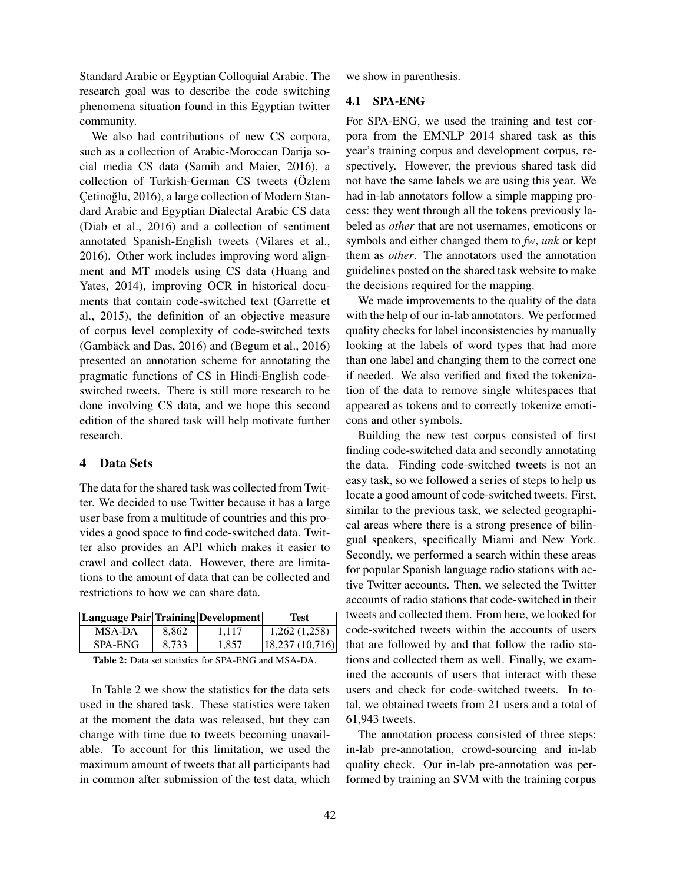Standard Arabic or Egyptian Colloquial Arabic. The research goal was to describe the code switching phenomena situation found in this Egyptian twitter community.

We also had contributions of new CS corpora, such as a collection of Arabic-Moroccan Darija social media CS data (Samih and Maier, 2016), a collection of Turkish-German CS tweets (Özlem Çetinoğlu, 2016), a large collection of Modern Standard Arabic and Egyptian Dialectal Arabic CS data (Diab et al., 2016) and a collection of sentiment annotated Spanish-English tweets (Vilares et al., 2016). Other work includes improving word alignment and MT models using CS data (Huang and Yates, 2014), improving OCR in historical documents that contain code-switched text (Garrette et al., 2015), the definition of an objective measure of corpus level complexity of code-switched texts (Gambäck and Das, 2016) and (Begum et al., 2016) presented an annotation scheme for annotating the pragmatic functions of CS in Hindi-English code-switched tweets. There is still more research to be done involving CS data, and we hope this second edition of the shared task will help motivate further research.

# 4 Data Sets

The data for the shared task was collected from Twitter. We decided to use Twitter because it has a large user base from a multitude of countries and this provides a good space to find code-switched data. Twitter also provides an API which makes it easier to crawl and collect data. However, there are limitations to the amount of data that can be collected and restrictions to how we can share data.

| Language Pair | Training | Development | Test |
|---|---|---|---|
| MSA-DA | 8,862 | 1,117 | 1,262 (1,258) |
| SPA-ENG | 8,733 | 1,857 | 18,237 (10,716) |

**Table 2:** Data set statistics for SPA-ENG and MSA-DA.

In Table 2 we show the statistics for the data sets used in the shared task. These statistics were taken at the moment the data was released, but they can change with time due to tweets becoming unavailable. To account for this limitation, we used the maximum amount of tweets that all participants had in common after submission of the test data, which we show in parenthesis.

## 4.1 SPA-ENG

For SPA-ENG, we used the training and test corpora from the EMNLP 2014 shared task as this year's training corpus and development corpus, respectively. However, the previous shared task did not have the same labels we are using this year. We had in-lab annotators follow a simple mapping process: they went through all the tokens previously labeled as *other* that are not usernames, emoticons or symbols and either changed them to *fw*, *unk* or kept them as *other*. The annotators used the annotation guidelines posted on the shared task website to make the decisions required for the mapping.

We made improvements to the quality of the data with the help of our in-lab annotators. We performed quality checks for label inconsistencies by manually looking at the labels of word types that had more than one label and changing them to the correct one if needed. We also verified and fixed the tokenization of the data to remove single whitespaces that appeared as tokens and to correctly tokenize emoticons and other symbols.

Building the new test corpus consisted of first finding code-switched data and secondly annotating the data. Finding code-switched tweets is not an easy task, so we followed a series of steps to help us locate a good amount of code-switched tweets. First, similar to the previous task, we selected geographical areas where there is a strong presence of bilingual speakers, specifically Miami and New York. Secondly, we performed a search within these areas for popular Spanish language radio stations with active Twitter accounts. Then, we selected the Twitter accounts of radio stations that code-switched in their tweets and collected them. From here, we looked for code-switched tweets within the accounts of users that are followed by and that follow the radio stations and collected them as well. Finally, we examined the accounts of users that interact with these users and check for code-switched tweets. In total, we obtained tweets from 21 users and a total of 61,943 tweets.

The annotation process consisted of three steps: in-lab pre-annotation, crowd-sourcing and in-lab quality check. Our in-lab pre-annotation was performed by training an SVM with the training corpus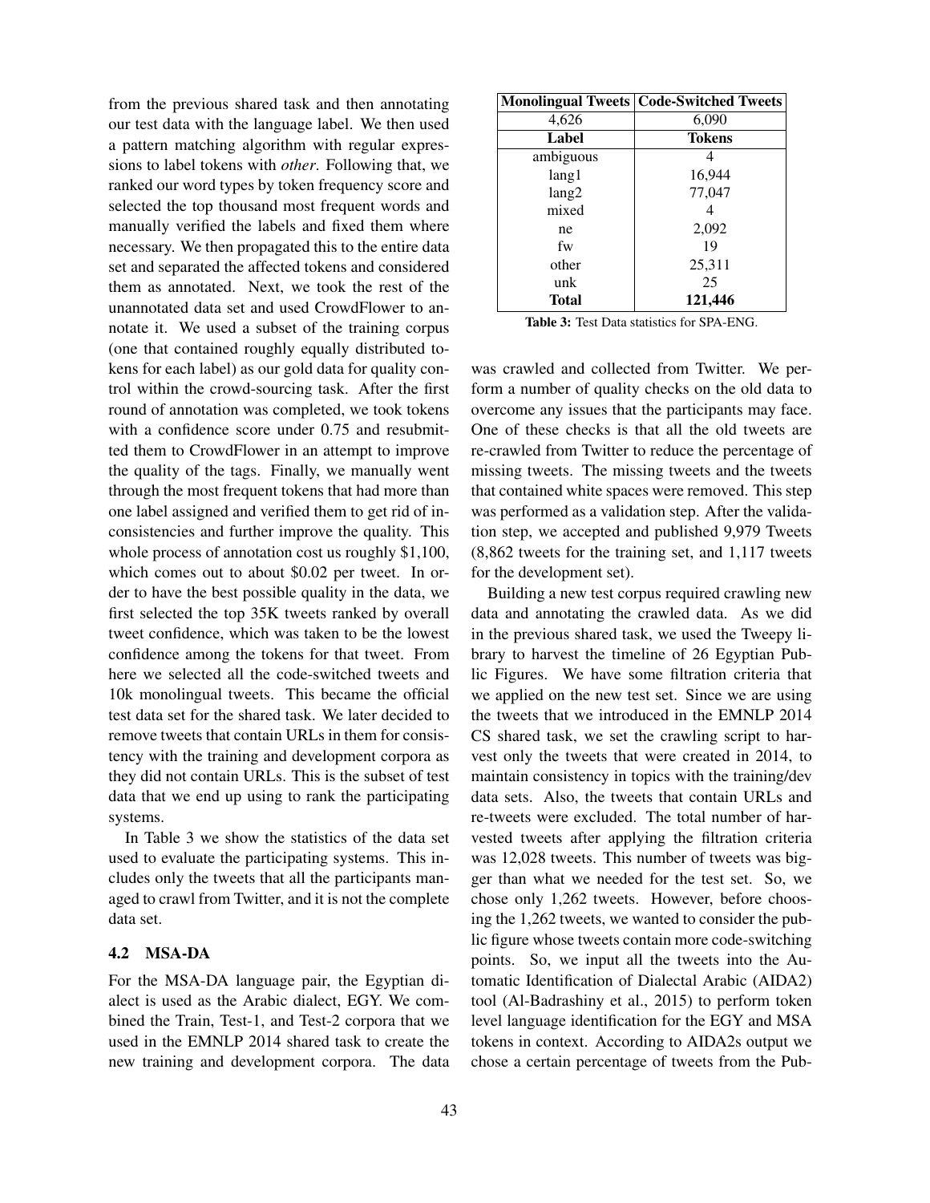from the previous shared task and then annotating our test data with the language label. We then used a pattern matching algorithm with regular expressions to label tokens with *other*. Following that, we ranked our word types by token frequency score and selected the top thousand most frequent words and manually verified the labels and fixed them where necessary. We then propagated this to the entire data set and separated the affected tokens and considered them as annotated. Next, we took the rest of the unannotated data set and used CrowdFlower to annotate it. We used a subset of the training corpus (one that contained roughly equally distributed tokens for each label) as our gold data for quality control within the crowd-sourcing task. After the first round of annotation was completed, we took tokens with a confidence score under 0.75 and resubmitted them to CrowdFlower in an attempt to improve the quality of the tags. Finally, we manually went through the most frequent tokens that had more than one label assigned and verified them to get rid of inconsistencies and further improve the quality. This whole process of annotation cost us roughly $1,100, which comes out to about $0.02 per tweet. In order to have the best possible quality in the data, we first selected the top 35K tweets ranked by overall tweet confidence, which was taken to be the lowest confidence among the tokens for that tweet. From here we selected all the code-switched tweets and 10k monolingual tweets. This became the official test data set for the shared task. We later decided to remove tweets that contain URLs in them for consistency with the training and development corpora as they did not contain URLs. This is the subset of test data that we end up using to rank the participating systems.

In Table 3 we show the statistics of the data set used to evaluate the participating systems. This includes only the tweets that all the participants managed to crawl from Twitter, and it is not the complete data set.

| **Monolingual Tweets** | **Code-Switched Tweets** |
|---|---|
| 4,626 | 6,090 |
| **Label** | **Tokens** |
| ambiguous | 4 |
| lang1 | 16,944 |
| lang2 | 77,047 |
| mixed | 4 |
| ne | 2,092 |
| fw | 19 |
| other | 25,311 |
| unk | 25 |
| **Total** | **121,446** |

**Table 3:** Test Data statistics for SPA-ENG.

### 4.2 MSA-DA

For the MSA-DA language pair, the Egyptian dialect is used as the Arabic dialect, EGY. We combined the Train, Test-1, and Test-2 corpora that we used in the EMNLP 2014 shared task to create the new training and development corpora. The data was crawled and collected from Twitter. We perform a number of quality checks on the old data to overcome any issues that the participants may face. One of these checks is that all the old tweets are re-crawled from Twitter to reduce the percentage of missing tweets. The missing tweets and the tweets that contained white spaces were removed. This step was performed as a validation step. After the validation step, we accepted and published 9,979 Tweets (8,862 tweets for the training set, and 1,117 tweets for the development set).

Building a new test corpus required crawling new data and annotating the crawled data. As we did in the previous shared task, we used the Tweepy library to harvest the timeline of 26 Egyptian Public Figures. We have some filtration criteria that we applied on the new test set. Since we are using the tweets that we introduced in the EMNLP 2014 CS shared task, we set the crawling script to harvest only the tweets that were created in 2014, to maintain consistency in topics with the training/dev data sets. Also, the tweets that contain URLs and re-tweets were excluded. The total number of harvested tweets after applying the filtration criteria was 12,028 tweets. This number of tweets was bigger than what we needed for the test set. So, we chose only 1,262 tweets. However, before choosing the 1,262 tweets, we wanted to consider the public figure whose tweets contain more code-switching points. So, we input all the tweets into the Automatic Identification of Dialectal Arabic (AIDA2) tool (Al-Badrashiny et al., 2015) to perform token level language identification for the EGY and MSA tokens in context. According to AIDA2s output we chose a certain percentage of tweets from the Pub-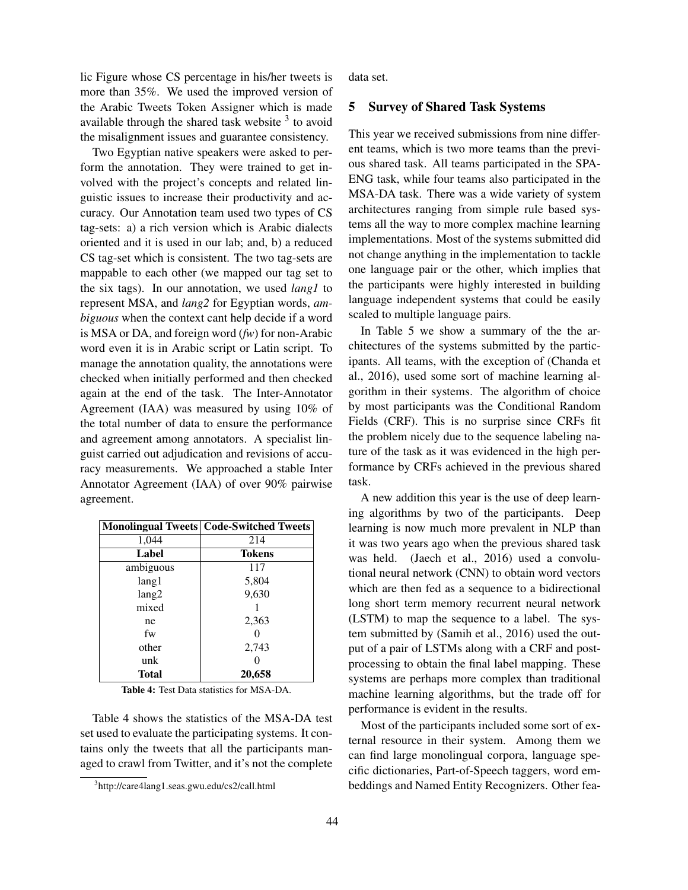lic Figure whose CS percentage in his/her tweets is more than 35%. We used the improved version of the Arabic Tweets Token Assigner which is made available through the shared task website [3] to avoid the misalignment issues and guarantee consistency.

Two Egyptian native speakers were asked to perform the annotation. They were trained to get involved with the project's concepts and related linguistic issues to increase their productivity and accuracy. Our Annotation team used two types of CS tag-sets: a) a rich version which is Arabic dialects oriented and it is used in our lab; and, b) a reduced CS tag-set which is consistent. The two tag-sets are mappable to each other (we mapped our tag set to the six tags). In our annotation, we used *lang1* to represent MSA, and *lang2* for Egyptian words, *ambiguous* when the context cant help decide if a word is MSA or DA, and foreign word (*fw*) for non-Arabic word even it is in Arabic script or Latin script. To manage the annotation quality, the annotations were checked when initially performed and then checked again at the end of the task. The Inter-Annotator Agreement (IAA) was measured by using 10% of the total number of data to ensure the performance and agreement among annotators. A specialist linguist carried out adjudication and revisions of accuracy measurements. We approached a stable Inter Annotator Agreement (IAA) of over 90% pairwise agreement.

| Monolingual Tweets | Code-Switched Tweets |
|---|---|
| 1,044 | 214 |
| **Label** | **Tokens** |
| ambiguous | 117 |
| lang1 | 5,804 |
| lang2 | 9,630 |
| mixed | 1 |
| ne | 2,363 |
| fw | 0 |
| other | 2,743 |
| unk | 0 |
| **Total** | **20,658** |

**Table 4:** Test Data statistics for MSA-DA.

Table 4 shows the statistics of the MSA-DA test set used to evaluate the participating systems. It contains only the tweets that all the participants managed to crawl from Twitter, and it's not the complete data set.

[3] http://care4lang1.seas.gwu.edu/cs2/call.html

## 5 Survey of Shared Task Systems

This year we received submissions from nine different teams, which is two more teams than the previous shared task. All teams participated in the SPA-ENG task, while four teams also participated in the MSA-DA task. There was a wide variety of system architectures ranging from simple rule based systems all the way to more complex machine learning implementations. Most of the systems submitted did not change anything in the implementation to tackle one language pair or the other, which implies that the participants were highly interested in building language independent systems that could be easily scaled to multiple language pairs.

In Table 5 we show a summary of the the architectures of the systems submitted by the participants. All teams, with the exception of (Chanda et al., 2016), used some sort of machine learning algorithm in their systems. The algorithm of choice by most participants was the Conditional Random Fields (CRF). This is no surprise since CRFs fit the problem nicely due to the sequence labeling nature of the task as it was evidenced in the high performance by CRFs achieved in the previous shared task.

A new addition this year is the use of deep learning algorithms by two of the participants. Deep learning is now much more prevalent in NLP than it was two years ago when the previous shared task was held. (Jaech et al., 2016) used a convolutional neural network (CNN) to obtain word vectors which are then fed as a sequence to a bidirectional long short term memory recurrent neural network (LSTM) to map the sequence to a label. The system submitted by (Samih et al., 2016) used the output of a pair of LSTMs along with a CRF and post-processing to obtain the final label mapping. These systems are perhaps more complex than traditional machine learning algorithms, but the trade off for performance is evident in the results.

Most of the participants included some sort of external resource in their system. Among them we can find large monolingual corpora, language specific dictionaries, Part-of-Speech taggers, word embeddings and Named Entity Recognizers. Other fea-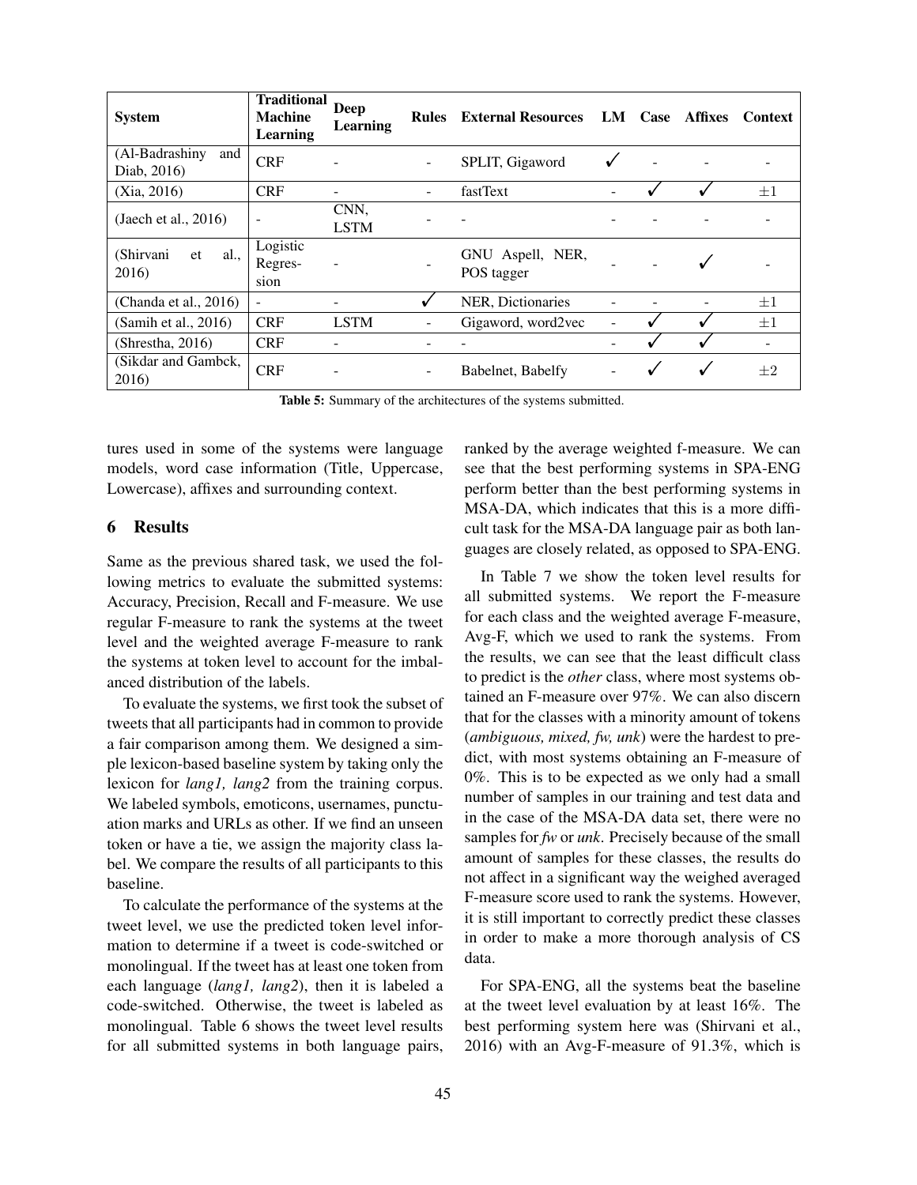| System | Traditional Machine Learning | Deep Learning | Rules | External Resources | LM | Case | Affixes | Context |
|---|---|---|---|---|---|---|---|---|
| (Al-Badrashiny and Diab, 2016) | CRF | - | - | SPLIT, Gigaword | ✓ | - | - | - |
| (Xia, 2016) | CRF | - | - | fastText | - | ✓ | ✓ | ±1 |
| (Jaech et al., 2016) | - | CNN, LSTM | - | - | - | - | - | - |
| (Shirvani et al., 2016) | Logistic Regression | - | - | GNU Aspell, NER, POS tagger | - | - | ✓ | - |
| (Chanda et al., 2016) | - | - | ✓ | NER, Dictionaries | - | - | - | ±1 |
| (Samih et al., 2016) | CRF | LSTM | - | Gigaword, word2vec | - | ✓ | ✓ | ±1 |
| (Shrestha, 2016) | CRF | - | - | - | - | ✓ | ✓ | - |
| (Sikdar and Gambck, 2016) | CRF | - | - | Babelnet, Babelfy | - | ✓ | ✓ | ±2 |

**Table 5:** Summary of the architectures of the systems submitted.

tures used in some of the systems were language models, word case information (Title, Uppercase, Lowercase), affixes and surrounding context.

## 6 Results

Same as the previous shared task, we used the following metrics to evaluate the submitted systems: Accuracy, Precision, Recall and F-measure. We use regular F-measure to rank the systems at the tweet level and the weighted average F-measure to rank the systems at token level to account for the imbalanced distribution of the labels.

To evaluate the systems, we first took the subset of tweets that all participants had in common to provide a fair comparison among them. We designed a simple lexicon-based baseline system by taking only the lexicon for *lang1, lang2* from the training corpus. We labeled symbols, emoticons, usernames, punctuation marks and URLs as other. If we find an unseen token or have a tie, we assign the majority class label. We compare the results of all participants to this baseline.

To calculate the performance of the systems at the tweet level, we use the predicted token level information to determine if a tweet is code-switched or monolingual. If the tweet has at least one token from each language (*lang1, lang2*), then it is labeled a code-switched. Otherwise, the tweet is labeled as monolingual. Table 6 shows the tweet level results for all submitted systems in both language pairs, ranked by the average weighted f-measure. We can see that the best performing systems in SPA-ENG perform better than the best performing systems in MSA-DA, which indicates that this is a more difficult task for the MSA-DA language pair as both languages are closely related, as opposed to SPA-ENG.

In Table 7 we show the token level results for all submitted systems. We report the F-measure for each class and the weighted average F-measure, Avg-F, which we used to rank the systems. From the results, we can see that the least difficult class to predict is the *other* class, where most systems obtained an F-measure over 97%. We can also discern that for the classes with a minority amount of tokens (*ambiguous, mixed, fw, unk*) were the hardest to predict, with most systems obtaining an F-measure of 0%. This is to be expected as we only had a small number of samples in our training and test data and in the case of the MSA-DA data set, there were no samples for *fw* or *unk*. Precisely because of the small amount of samples for these classes, the results do not affect in a significant way the weighed averaged F-measure score used to rank the systems. However, it is still important to correctly predict these classes in order to make a more thorough analysis of CS data.

For SPA-ENG, all the systems beat the baseline at the tweet level evaluation by at least 16%. The best performing system here was (Shirvani et al., 2016) with an Avg-F-measure of 91.3%, which is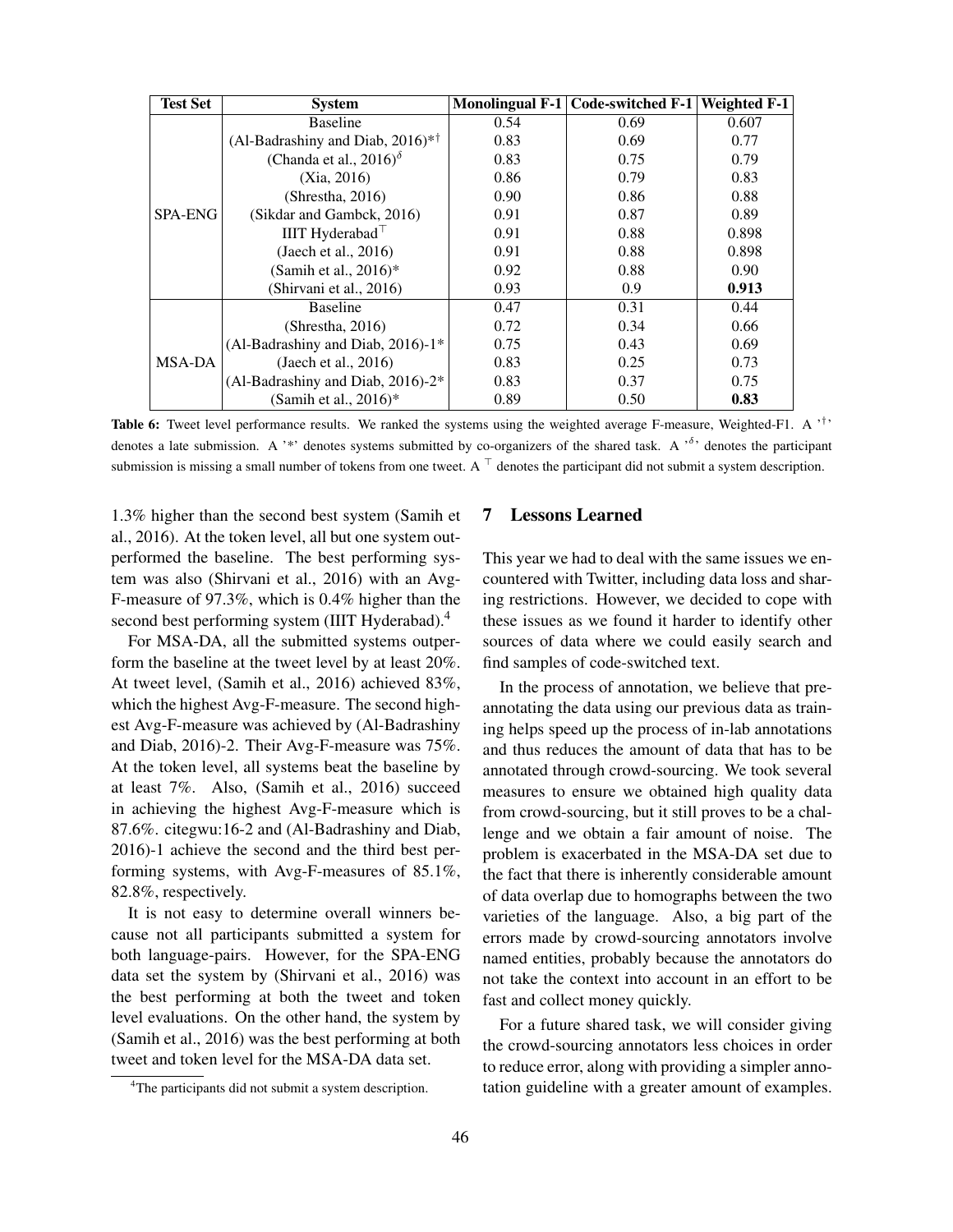| Test Set | System | Monolingual F-1 | Code-switched F-1 | Weighted F-1 |
|---|---|---|---|---|
| SPA-ENG | Baseline | 0.54 | 0.69 | 0.607 |
| | (Al-Badrashiny and Diab, 2016)*† | 0.83 | 0.69 | 0.77 |
| | (Chanda et al., 2016)$^{\delta}$ | 0.83 | 0.75 | 0.79 |
| | (Xia, 2016) | 0.86 | 0.79 | 0.83 |
| | (Shrestha, 2016) | 0.90 | 0.86 | 0.88 |
| | (Sikdar and Gambck, 2016) | 0.91 | 0.87 | 0.89 |
| | IIIT Hyderabad$^{\top}$ | 0.91 | 0.88 | 0.898 |
| | (Jaech et al., 2016) | 0.91 | 0.88 | 0.898 |
| | (Samih et al., 2016)* | 0.92 | 0.88 | 0.90 |
| | (Shirvani et al., 2016) | 0.93 | 0.9 | **0.913** |
| MSA-DA | Baseline | 0.47 | 0.31 | 0.44 |
| | (Shrestha, 2016) | 0.72 | 0.34 | 0.66 |
| | (Al-Badrashiny and Diab, 2016)-1* | 0.75 | 0.43 | 0.69 |
| | (Jaech et al., 2016) | 0.83 | 0.25 | 0.73 |
| | (Al-Badrashiny and Diab, 2016)-2* | 0.83 | 0.37 | 0.75 |
| | (Samih et al., 2016)* | 0.89 | 0.50 | **0.83** |

**Table 6:** Tweet level performance results. We ranked the systems using the weighted average F-measure, Weighted-F1. A '†' denotes a late submission. A '*' denotes systems submitted by co-organizers of the shared task. A '$^{\delta}$' denotes the participant submission is missing a small number of tokens from one tweet. A $^{\top}$ denotes the participant did not submit a system description.

1.3% higher than the second best system (Samih et al., 2016). At the token level, all but one system outperformed the baseline. The best performing system was also (Shirvani et al., 2016) with an Avg-F-measure of 97.3%, which is 0.4% higher than the second best performing system (IIIT Hyderabad).[4]

For MSA-DA, all the submitted systems outperform the baseline at the tweet level by at least 20%. At tweet level, (Samih et al., 2016) achieved 83%, which the highest Avg-F-measure. The second highest Avg-F-measure was achieved by (Al-Badrashiny and Diab, 2016)-2. Their Avg-F-measure was 75%. At the token level, all systems beat the baseline by at least 7%. Also, (Samih et al., 2016) succeed in achieving the highest Avg-F-measure which is 87.6%. citegwu:16-2 and (Al-Badrashiny and Diab, 2016)-1 achieve the second and the third best performing systems, with Avg-F-measures of 85.1%, 82.8%, respectively.

It is not easy to determine overall winners because not all participants submitted a system for both language-pairs. However, for the SPA-ENG data set the system by (Shirvani et al., 2016) was the best performing at both the tweet and token level evaluations. On the other hand, the system by (Samih et al., 2016) was the best performing at both tweet and token level for the MSA-DA data set.

[4]The participants did not submit a system description.

## 7 Lessons Learned

This year we had to deal with the same issues we encountered with Twitter, including data loss and sharing restrictions. However, we decided to cope with these issues as we found it harder to identify other sources of data where we could easily search and find samples of code-switched text.

In the process of annotation, we believe that pre-annotating the data using our previous data as training helps speed up the process of in-lab annotations and thus reduces the amount of data that has to be annotated through crowd-sourcing. We took several measures to ensure we obtained high quality data from crowd-sourcing, but it still proves to be a challenge and we obtain a fair amount of noise. The problem is exacerbated in the MSA-DA set due to the fact that there is inherently considerable amount of data overlap due to homographs between the two varieties of the language. Also, a big part of the errors made by crowd-sourcing annotators involve named entities, probably because the annotators do not take the context into account in an effort to be fast and collect money quickly.

For a future shared task, we will consider giving the crowd-sourcing annotators less choices in order to reduce error, along with providing a simpler annotation guideline with a greater amount of examples.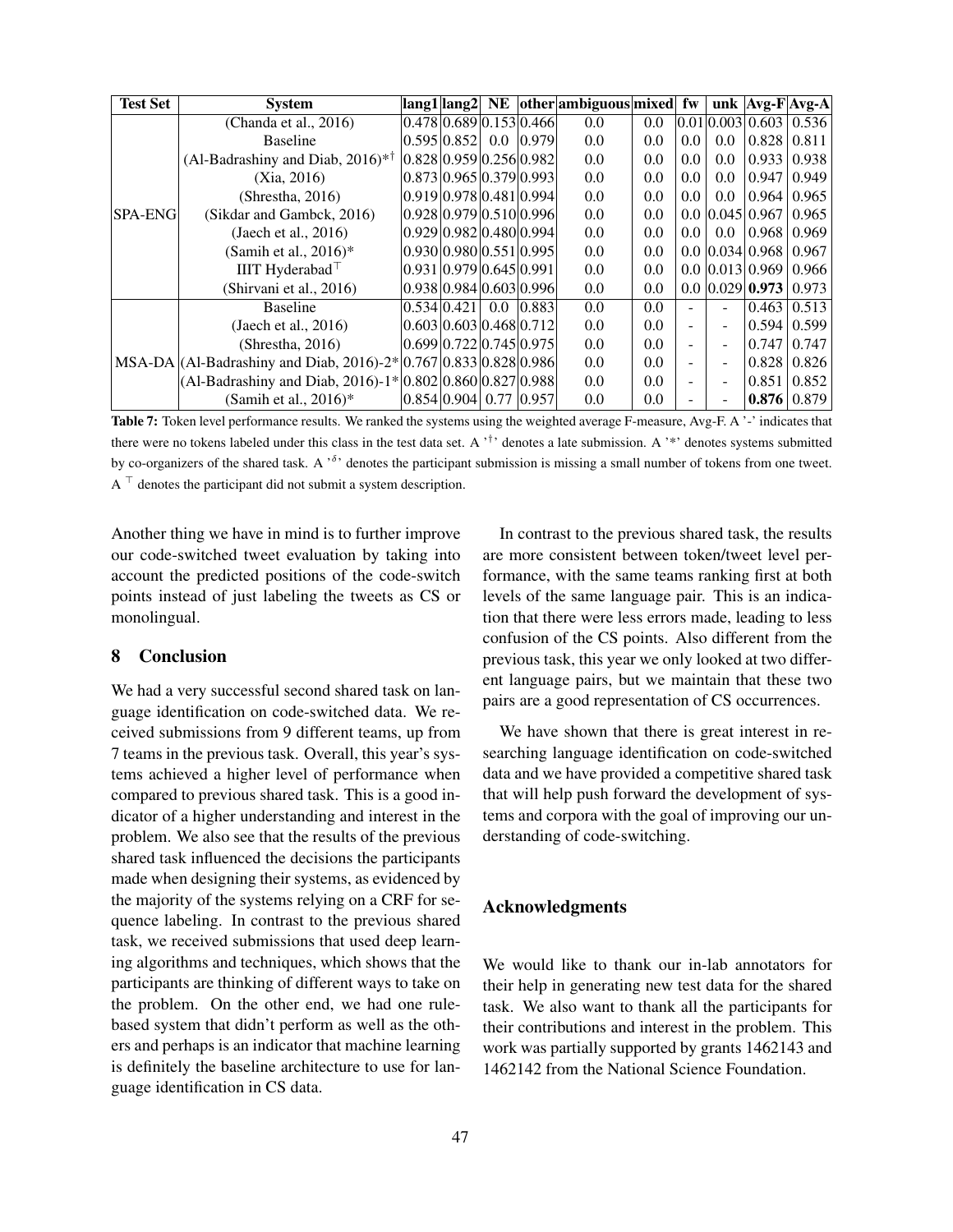| Test Set | System | lang1 | lang2 | NE | other | ambiguous | mixed | fw | unk | Avg-F | Avg-A |
|---|---|---|---|---|---|---|---|---|---|---|---|
| SPA-ENG | (Chanda et al., 2016) | 0.478 | 0.689 | 0.153 | 0.466 | 0.0 | 0.0 | 0.01 | 0.003 | 0.603 | 0.536 |
| | Baseline | 0.595 | 0.852 | 0.0 | 0.979 | 0.0 | 0.0 | 0.0 | 0.0 | 0.828 | 0.811 |
| | (Al-Badrashiny and Diab, 2016)*† | 0.828 | 0.959 | 0.256 | 0.982 | 0.0 | 0.0 | 0.0 | 0.0 | 0.933 | 0.938 |
| | (Xia, 2016) | 0.873 | 0.965 | 0.379 | 0.993 | 0.0 | 0.0 | 0.0 | 0.0 | 0.947 | 0.949 |
| | (Shrestha, 2016) | 0.919 | 0.978 | 0.481 | 0.994 | 0.0 | 0.0 | 0.0 | 0.0 | 0.964 | 0.965 |
| | (Sikdar and Gambck, 2016) | 0.928 | 0.979 | 0.510 | 0.996 | 0.0 | 0.0 | 0.0 | 0.045 | 0.967 | 0.965 |
| | (Jaech et al., 2016) | 0.929 | 0.982 | 0.480 | 0.994 | 0.0 | 0.0 | 0.0 | 0.0 | 0.968 | 0.969 |
| | (Samih et al., 2016)* | 0.930 | 0.980 | 0.551 | 0.995 | 0.0 | 0.0 | 0.0 | 0.034 | 0.968 | 0.967 |
| | IIIT Hyderabad⊤ | 0.931 | 0.979 | 0.645 | 0.991 | 0.0 | 0.0 | 0.0 | 0.013 | 0.969 | 0.966 |
| | (Shirvani et al., 2016) | 0.938 | 0.984 | 0.603 | 0.996 | 0.0 | 0.0 | 0.0 | 0.029 | **0.973** | 0.973 |
| MSA-DA | Baseline | 0.534 | 0.421 | 0.0 | 0.883 | 0.0 | 0.0 | - | - | 0.463 | 0.513 |
| | (Jaech et al., 2016) | 0.603 | 0.603 | 0.468 | 0.712 | 0.0 | 0.0 | - | - | 0.594 | 0.599 |
| | (Shrestha, 2016) | 0.699 | 0.722 | 0.745 | 0.975 | 0.0 | 0.0 | - | - | 0.747 | 0.747 |
| | (Al-Badrashiny and Diab, 2016)-2* | 0.767 | 0.833 | 0.828 | 0.986 | 0.0 | 0.0 | - | - | 0.828 | 0.826 |
| | (Al-Badrashiny and Diab, 2016)-1* | 0.802 | 0.860 | 0.827 | 0.988 | 0.0 | 0.0 | - | - | 0.851 | 0.852 |
| | (Samih et al., 2016)* | 0.854 | 0.904 | 0.77 | 0.957 | 0.0 | 0.0 | - | - | **0.876** | 0.879 |

**Table 7:** Token level performance results. We ranked the systems using the weighted average F-measure, Avg-F. A '-' indicates that there were no tokens labeled under this class in the test data set. A '†' denotes a late submission. A '*' denotes systems submitted by co-organizers of the shared task. A 'δ' denotes the participant submission is missing a small number of tokens from one tweet. A ⊤ denotes the participant did not submit a system description.

Another thing we have in mind is to further improve our code-switched tweet evaluation by taking into account the predicted positions of the code-switch points instead of just labeling the tweets as CS or monolingual.

## 8 Conclusion

We had a very successful second shared task on language identification on code-switched data. We received submissions from 9 different teams, up from 7 teams in the previous task. Overall, this year's systems achieved a higher level of performance when compared to previous shared task. This is a good indicator of a higher understanding and interest in the problem. We also see that the results of the previous shared task influenced the decisions the participants made when designing their systems, as evidenced by the majority of the systems relying on a CRF for sequence labeling. In contrast to the previous shared task, we received submissions that used deep learning algorithms and techniques, which shows that the participants are thinking of different ways to take on the problem. On the other end, we had one rule-based system that didn't perform as well as the others and perhaps is an indicator that machine learning is definitely the baseline architecture to use for language identification in CS data.

In contrast to the previous shared task, the results are more consistent between token/tweet level performance, with the same teams ranking first at both levels of the same language pair. This is an indication that there were less errors made, leading to less confusion of the CS points. Also different from the previous task, this year we only looked at two different language pairs, but we maintain that these two pairs are a good representation of CS occurrences.

We have shown that there is great interest in researching language identification on code-switched data and we have provided a competitive shared task that will help push forward the development of systems and corpora with the goal of improving our understanding of code-switching.

## Acknowledgments

We would like to thank our in-lab annotators for their help in generating new test data for the shared task. We also want to thank all the participants for their contributions and interest in the problem. This work was partially supported by grants 1462143 and 1462142 from the National Science Foundation.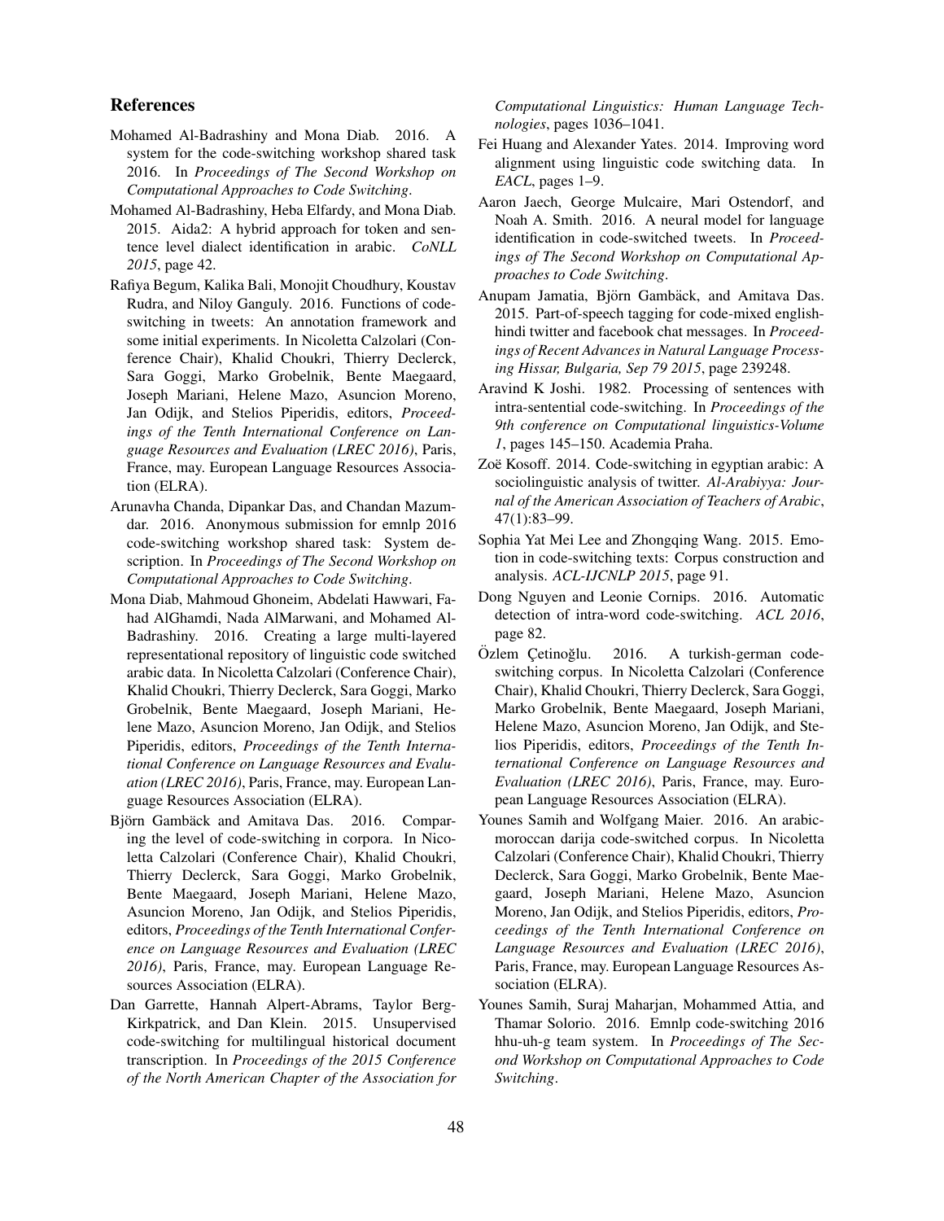## References

Mohamed Al-Badrashiny and Mona Diab. 2016. A system for the code-switching workshop shared task 2016. In *Proceedings of The Second Workshop on Computational Approaches to Code Switching*.

Mohamed Al-Badrashiny, Heba Elfardy, and Mona Diab. 2015. Aida2: A hybrid approach for token and sentence level dialect identification in arabic. *CoNLL 2015*, page 42.

Rafiya Begum, Kalika Bali, Monojit Choudhury, Koustav Rudra, and Niloy Ganguly. 2016. Functions of code-switching in tweets: An annotation framework and some initial experiments. In Nicoletta Calzolari (Conference Chair), Khalid Choukri, Thierry Declerck, Sara Goggi, Marko Grobelnik, Bente Maegaard, Joseph Mariani, Helene Mazo, Asuncion Moreno, Jan Odijk, and Stelios Piperidis, editors, *Proceedings of the Tenth International Conference on Language Resources and Evaluation (LREC 2016)*, Paris, France, may. European Language Resources Association (ELRA).

Arunavha Chanda, Dipankar Das, and Chandan Mazumdar. 2016. Anonymous submission for emnlp 2016 code-switching workshop shared task: System description. In *Proceedings of The Second Workshop on Computational Approaches to Code Switching*.

Mona Diab, Mahmoud Ghoneim, Abdelati Hawwari, Fahad AlGhamdi, Nada AlMarwani, and Mohamed Al-Badrashiny. 2016. Creating a large multi-layered representational repository of linguistic code switched arabic data. In Nicoletta Calzolari (Conference Chair), Khalid Choukri, Thierry Declerck, Sara Goggi, Marko Grobelnik, Bente Maegaard, Joseph Mariani, Helene Mazo, Asuncion Moreno, Jan Odijk, and Stelios Piperidis, editors, *Proceedings of the Tenth International Conference on Language Resources and Evaluation (LREC 2016)*, Paris, France, may. European Language Resources Association (ELRA).

Björn Gambäck and Amitava Das. 2016. Comparing the level of code-switching in corpora. In Nicoletta Calzolari (Conference Chair), Khalid Choukri, Thierry Declerck, Sara Goggi, Marko Grobelnik, Bente Maegaard, Joseph Mariani, Helene Mazo, Asuncion Moreno, Jan Odijk, and Stelios Piperidis, editors, *Proceedings of the Tenth International Conference on Language Resources and Evaluation (LREC 2016)*, Paris, France, may. European Language Resources Association (ELRA).

Dan Garrette, Hannah Alpert-Abrams, Taylor Berg-Kirkpatrick, and Dan Klein. 2015. Unsupervised code-switching for multilingual historical document transcription. In *Proceedings of the 2015 Conference of the North American Chapter of the Association for Computational Linguistics: Human Language Technologies*, pages 1036–1041.

Fei Huang and Alexander Yates. 2014. Improving word alignment using linguistic code switching data. In *EACL*, pages 1–9.

Aaron Jaech, George Mulcaire, Mari Ostendorf, and Noah A. Smith. 2016. A neural model for language identification in code-switched tweets. In *Proceedings of The Second Workshop on Computational Approaches to Code Switching*.

Anupam Jamatia, Björn Gambäck, and Amitava Das. 2015. Part-of-speech tagging for code-mixed english-hindi twitter and facebook chat messages. In *Proceedings of Recent Advances in Natural Language Processing Hissar, Bulgaria, Sep 79 2015*, page 239248.

Aravind K Joshi. 1982. Processing of sentences with intra-sentential code-switching. In *Proceedings of the 9th conference on Computational linguistics-Volume 1*, pages 145–150. Academia Praha.

Zoë Kosoff. 2014. Code-switching in egyptian arabic: A sociolinguistic analysis of twitter. *Al-Arabiyya: Journal of the American Association of Teachers of Arabic*, 47(1):83–99.

Sophia Yat Mei Lee and Zhongqing Wang. 2015. Emotion in code-switching texts: Corpus construction and analysis. *ACL-IJCNLP 2015*, page 91.

Dong Nguyen and Leonie Cornips. 2016. Automatic detection of intra-word code-switching. *ACL 2016*, page 82.

Özlem Çetinoğlu. 2016. A turkish-german code-switching corpus. In Nicoletta Calzolari (Conference Chair), Khalid Choukri, Thierry Declerck, Sara Goggi, Marko Grobelnik, Bente Maegaard, Joseph Mariani, Helene Mazo, Asuncion Moreno, Jan Odijk, and Stelios Piperidis, editors, *Proceedings of the Tenth International Conference on Language Resources and Evaluation (LREC 2016)*, Paris, France, may. European Language Resources Association (ELRA).

Younes Samih and Wolfgang Maier. 2016. An arabic-moroccan darija code-switched corpus. In Nicoletta Calzolari (Conference Chair), Khalid Choukri, Thierry Declerck, Sara Goggi, Marko Grobelnik, Bente Maegaard, Joseph Mariani, Helene Mazo, Asuncion Moreno, Jan Odijk, and Stelios Piperidis, editors, *Proceedings of the Tenth International Conference on Language Resources and Evaluation (LREC 2016)*, Paris, France, may. European Language Resources Association (ELRA).

Younes Samih, Suraj Maharjan, Mohammed Attia, and Thamar Solorio. 2016. Emnlp code-switching 2016 hhu-uh-g team system. In *Proceedings of The Second Workshop on Computational Approaches to Code Switching*.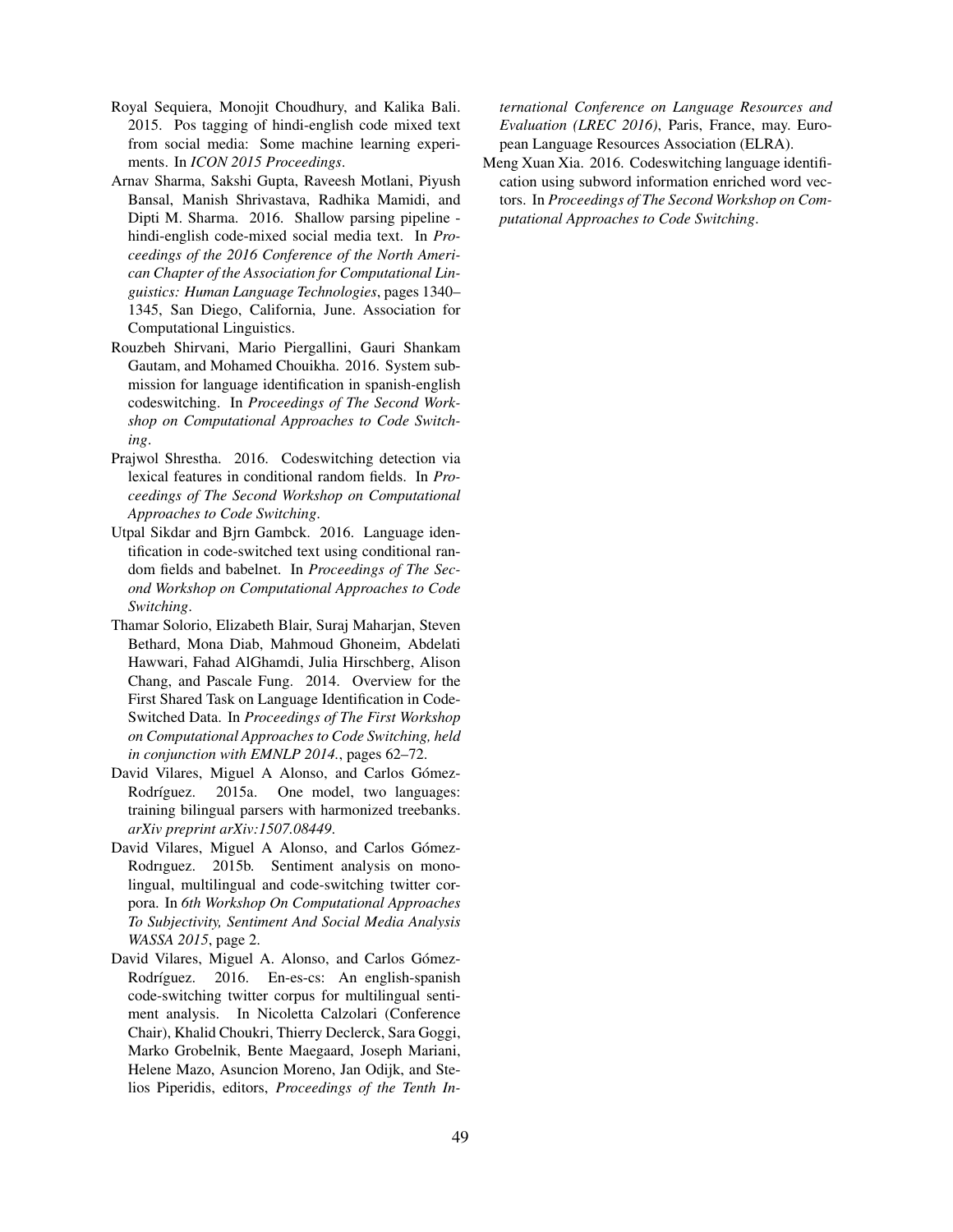Royal Sequiera, Monojit Choudhury, and Kalika Bali. 2015. Pos tagging of hindi-english code mixed text from social media: Some machine learning experiments. In *ICON 2015 Proceedings*.

Arnav Sharma, Sakshi Gupta, Raveesh Motlani, Piyush Bansal, Manish Shrivastava, Radhika Mamidi, and Dipti M. Sharma. 2016. Shallow parsing pipeline - hindi-english code-mixed social media text. In *Proceedings of the 2016 Conference of the North American Chapter of the Association for Computational Linguistics: Human Language Technologies*, pages 1340–1345, San Diego, California, June. Association for Computational Linguistics.

Rouzbeh Shirvani, Mario Piergallini, Gauri Shankam Gautam, and Mohamed Chouikha. 2016. System submission for language identification in spanish-english codeswitching. In *Proceedings of The Second Workshop on Computational Approaches to Code Switching*.

Prajwol Shrestha. 2016. Codeswitching detection via lexical features in conditional random fields. In *Proceedings of The Second Workshop on Computational Approaches to Code Switching*.

Utpal Sikdar and Bjrn Gambck. 2016. Language identification in code-switched text using conditional random fields and babelnet. In *Proceedings of The Second Workshop on Computational Approaches to Code Switching*.

Thamar Solorio, Elizabeth Blair, Suraj Maharjan, Steven Bethard, Mona Diab, Mahmoud Ghoneim, Abdelati Hawwari, Fahad AlGhamdi, Julia Hirschberg, Alison Chang, and Pascale Fung. 2014. Overview for the First Shared Task on Language Identification in Code-Switched Data. In *Proceedings of The First Workshop on Computational Approaches to Code Switching, held in conjunction with EMNLP 2014.*, pages 62–72.

David Vilares, Miguel A Alonso, and Carlos Gómez-Rodríguez. 2015a. One model, two languages: training bilingual parsers with harmonized treebanks. *arXiv preprint arXiv:1507.08449*.

David Vilares, Miguel A Alonso, and Carlos Gómez-Rodrıguez. 2015b. Sentiment analysis on monolingual, multilingual and code-switching twitter corpora. In *6th Workshop On Computational Approaches To Subjectivity, Sentiment And Social Media Analysis WASSA 2015*, page 2.

David Vilares, Miguel A. Alonso, and Carlos Gómez-Rodríguez. 2016. En-es-cs: An english-spanish code-switching twitter corpus for multilingual sentiment analysis. In Nicoletta Calzolari (Conference Chair), Khalid Choukri, Thierry Declerck, Sara Goggi, Marko Grobelnik, Bente Maegaard, Joseph Mariani, Helene Mazo, Asuncion Moreno, Jan Odijk, and Stelios Piperidis, editors, *Proceedings of the Tenth International Conference on Language Resources and Evaluation (LREC 2016)*, Paris, France, may. European Language Resources Association (ELRA).

Meng Xuan Xia. 2016. Codeswitching language identification using subword information enriched word vectors. In *Proceedings of The Second Workshop on Computational Approaches to Code Switching*.